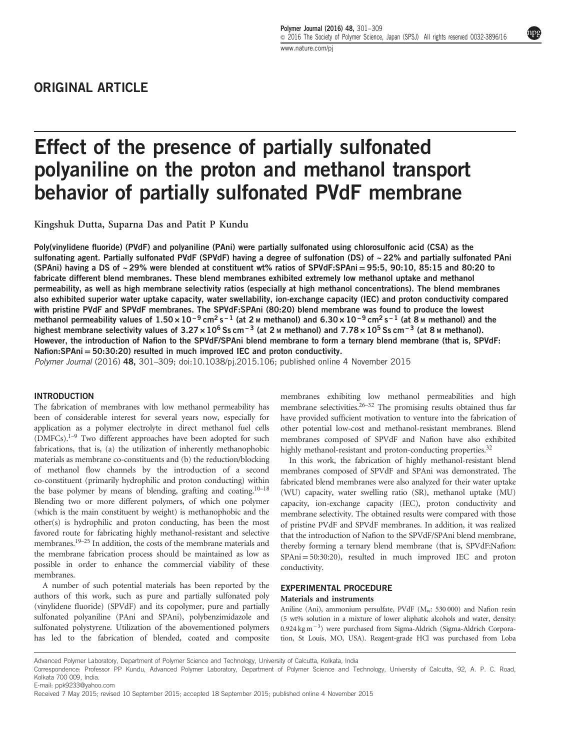## ORIGINAL ARTICLE

# Effect of the presence of partially sulfonated polyaniline on the proton and methanol transport behavior of partially sulfonated PVdF membrane

Kingshuk Dutta, Suparna Das and Patit P Kundu

**Poly(vinylidene fluoride) (PVdF) and polyaniline (PAni) were partially sulfonated using chlorosulfonic acid (CSA) as the sulfonating agent. Partially sulfonated PVdF (SPVdF) having a degree of sulfonation (DS) of ~22% and partially sulfonated PAni (SPAni) having a DS of ~29% were blended at constituent wt% ratios of SPVdF:SPAni = 95:5, 90:10, 85:15 and 80:20 to fabricate different blend membranes. These blend membranes exhibited extremely low methanol uptake and methanol permeability, as well as high membrane selectivity ratios (especially at high methanol concentrations). The blend membranes also exhibited superior water uptake capacity, water swellability, ion-exchange capacity (IEC) and proton conductivity compared with pristine PVdF and SPVdF membranes. The SPVdF:SPAni (80:20) blend membrane was found to produce the lowest methanol permeability values of $1.50\times10^{-9}$ $cm^2\,s^{-1}$ (at 2 M methanol) and $6.30\times10^{-9}$ $cm^2\,s^{-1}$ (at 8 M methanol) and the highest membrane selectivity values of $3.27\times10^{6}$ $Ss\,cm^{-3}$ (at 2 M methanol) and $7.78\times10^{5}$ $Ss\,cm^{-3}$ (at 8 M methanol). However, the introduction of Nafion to the SPVdF/SPAni blend membrane to form a ternary blend membrane (that is, SPVdF: Nafion:SPAni = 50:30:20) resulted in much improved IEC and proton conductivity.**

*Polymer Journal* (2016) **48,** 301–309; doi:10.1038/pj.2015.106; published online 4 November 2015

## INTRODUCTION

The fabrication of membranes with low methanol permeability has been of considerable interest for several years now, especially for application as a polymer electrolyte in direct methanol fuel cells (DMFCs).[1–9] Two different approaches have been adopted for such fabrications, that is, (a) the utilization of inherently methanophobic materials as membrane co-constituents and (b) the reduction/blocking of methanol flow channels by the introduction of a second co-constituent (primarily hydrophilic and proton conducting) within the base polymer by means of blending, grafting and coating.[10–18] Blending two or more different polymers, of which one polymer (which is the main constituent by weight) is methanophobic and the other(s) is hydrophilic and proton conducting, has been the most favored route for fabricating highly methanol-resistant and selective membranes.[19–25] In addition, the costs of the membrane materials and the membrane fabrication process should be maintained as low as possible in order to enhance the commercial viability of these membranes.

A number of such potential materials has been reported by the authors of this work, such as pure and partially sulfonated poly (vinylidene fluoride) (SPVdF) and its copolymer, pure and partially sulfonated polyaniline (PAni and SPAni), polybenzimidazole and sulfonated polystyrene. Utilization of the abovementioned polymers has led to the fabrication of blended, coated and composite membranes exhibiting low methanol permeabilities and high membrane selectivities.[26–32] The promising results obtained thus far have provided sufficient motivation to venture into the fabrication of other potential low-cost and methanol-resistant membranes. Blend membranes composed of SPVdF and Nafion have also exhibited highly methanol-resistant and proton-conducting properties.[32]

In this work, the fabrication of highly methanol-resistant blend membranes composed of SPVdF and SPAni was demonstrated. The fabricated blend membranes were also analyzed for their water uptake (WU) capacity, water swelling ratio (SR), methanol uptake (MU) capacity, ion-exchange capacity (IEC), proton conductivity and membrane selectivity. The obtained results were compared with those of pristine PVdF and SPVdF membranes. In addition, it was realized that the introduction of Nafion to the SPVdF/SPAni blend membrane, thereby forming a ternary blend membrane (that is, SPVdF:Nafion: SPAni = 50:30:20), resulted in much improved IEC and proton conductivity.

## EXPERIMENTAL PROCEDURE

### Materials and instruments

Aniline (Ani), ammonium persulfate, PVdF ($M_w$: 530 000) and Nafion resin (5 wt% solution in a mixture of lower aliphatic alcohols and water, density: 0.924 $kg\,m^{-3}$) were purchased from Sigma-Aldrich (Sigma-Aldrich Corporation, St Louis, MO, USA). Reagent-grade HCl was purchased from Loba

Advanced Polymer Laboratory, Department of Polymer Science and Technology, University of Calcutta, Kolkata, India

Correspondence: Professor PP Kundu, Advanced Polymer Laboratory, Department of Polymer Science and Technology, University of Calcutta, 92, A. P. C. Road, Kolkata 700 009, India.

E-mail: ppk9233@yahoo.com

Received 7 May 2015; revised 10 September 2015; accepted 18 September 2015; published online 4 November 2015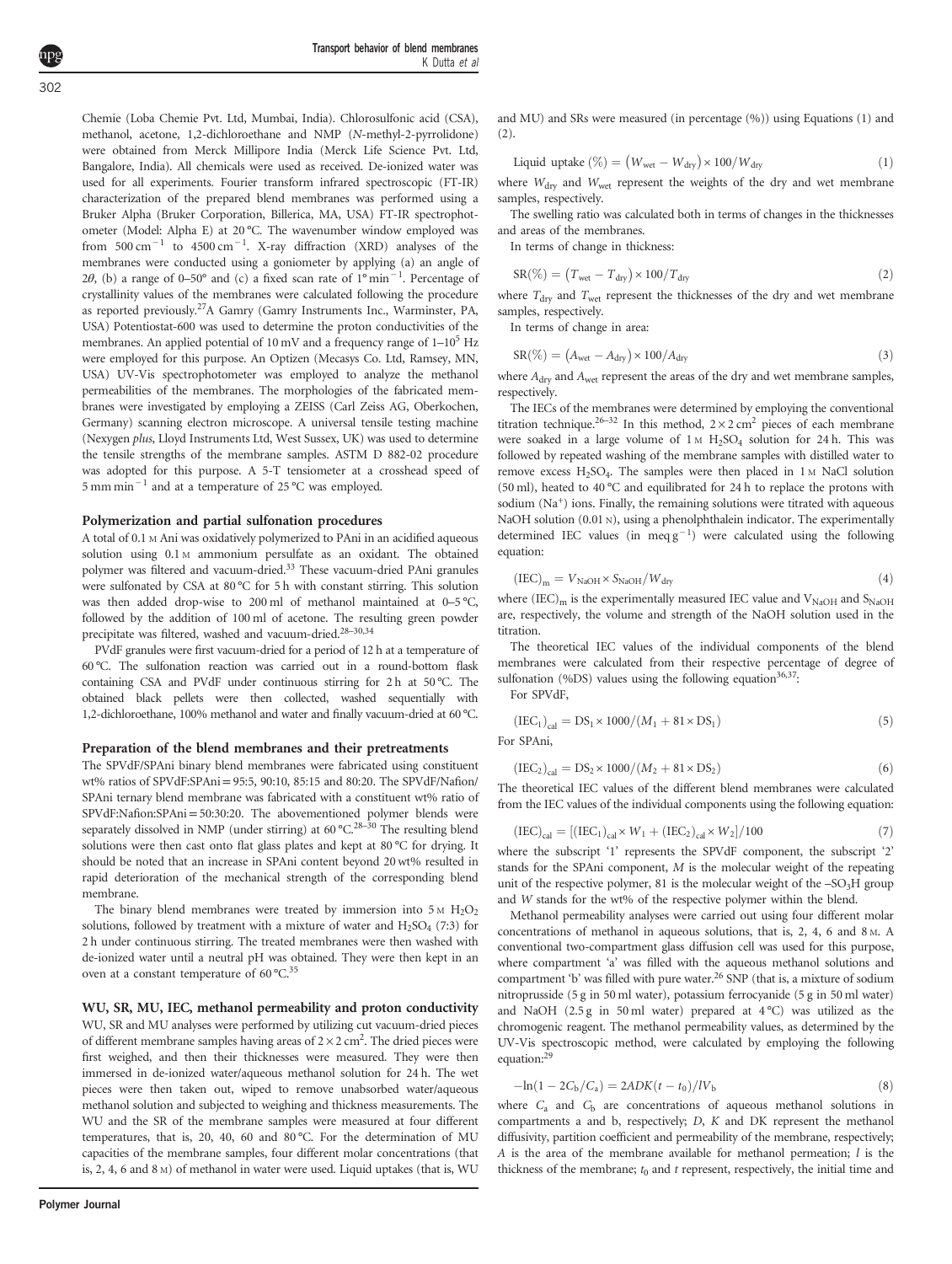Chemie (Loba Chemie Pvt. Ltd, Mumbai, India). Chlorosulfonic acid (CSA), methanol, acetone, 1,2-dichloroethane and NMP (*N*-methyl-2-pyrrolidone) were obtained from Merck Millipore India (Merck Life Science Pvt. Ltd, Bangalore, India). All chemicals were used as received. De-ionized water was used for all experiments. Fourier transform infrared spectroscopic (FT-IR) characterization of the prepared blend membranes was performed using a Bruker Alpha (Bruker Corporation, Billerica, MA, USA) FT-IR spectrophotometer (Model: Alpha E) at 20 °C. The wavenumber window employed was from 500 $cm^{-1}$ to 4500 $cm^{-1}$. X-ray diffraction (XRD) analyses of the membranes were conducted using a goniometer by applying (a) an angle of 2$\theta$, (b) a range of 0–50° and (c) a fixed scan rate of 1° $min^{-1}$. Percentage of crystallinity values of the membranes were calculated following the procedure as reported previously.[27] A Gamry (Gamry Instruments Inc., Warminster, PA, USA) Potentiostat-600 was used to determine the proton conductivities of the membranes. An applied potential of 10 mV and a frequency range of 1–$10^5$ Hz were employed for this purpose. An Optizen (Mecasys Co. Ltd, Ramsey, MN, USA) UV-Vis spectrophotometer was employed to analyze the methanol permeabilities of the membranes. The morphologies of the fabricated membranes were investigated by employing a ZEISS (Carl Zeiss AG, Oberkochen, Germany) scanning electron microscope. A universal tensile testing machine (Nexygen *plus*, Lloyd Instruments Ltd, West Sussex, UK) was used to determine the tensile strengths of the membrane samples. ASTM D 882-02 procedure was adopted for this purpose. A 5-T tensiometer at a crosshead speed of 5 mm $min^{-1}$ and at a temperature of 25 °C was employed.

### Polymerization and partial sulfonation procedures

A total of 0.1 M Ani was oxidatively polymerized to PAni in an acidified aqueous solution using 0.1 M ammonium persulfate as an oxidant. The obtained polymer was filtered and vacuum-dried.[33] These vacuum-dried PAni granules were sulfonated by CSA at 80 °C for 5 h with constant stirring. This solution was then added drop-wise to 200 ml of methanol maintained at 0–5 °C, followed by the addition of 100 ml of acetone. The resulting green powder precipitate was filtered, washed and vacuum-dried.[28–30,34]

PVdF granules were first vacuum-dried for a period of 12 h at a temperature of 60 °C. The sulfonation reaction was carried out in a round-bottom flask containing CSA and PVdF under continuous stirring for 2 h at 50 °C. The obtained black pellets were then collected, washed sequentially with 1,2-dichloroethane, 100% methanol and water and finally vacuum-dried at 60 °C.

### Preparation of the blend membranes and their pretreatments

The SPVdF/SPAni binary blend membranes were fabricated using constituent wt% ratios of SPVdF:SPAni = 95:5, 90:10, 85:15 and 80:20. The SPVdF/Nafion/SPAni ternary blend membrane was fabricated with a constituent wt% ratio of SPVdF:Nafion:SPAni = 50:30:20. The abovementioned polymer blends were separately dissolved in NMP (under stirring) at 60 °C.[28–30] The resulting blend solutions were then cast onto flat glass plates and kept at 80 °C for drying. It should be noted that an increase in SPAni content beyond 20 wt% resulted in rapid deterioration of the mechanical strength of the corresponding blend membrane.

The binary blend membranes were treated by immersion into 5 M $H_2O_2$ solutions, followed by treatment with a mixture of water and $H_2SO_4$ (7:3) for 2 h under continuous stirring. The treated membranes were then washed with de-ionized water until a neutral pH was obtained. They were then kept in an oven at a constant temperature of 60 °C.[35]

### WU, SR, MU, IEC, methanol permeability and proton conductivity

WU, SR and MU analyses were performed by utilizing cut vacuum-dried pieces of different membrane samples having areas of 2 × 2 $cm^2$. The dried pieces were first weighed, and then their thicknesses were measured. They were then immersed in de-ionized water/aqueous methanol solution for 24 h. The wet pieces were then taken out, wiped to remove unabsorbed water/aqueous methanol solution and subjected to weighing and thickness measurements. The WU and the SR of the membrane samples were measured at four different temperatures, that is, 20, 40, 60 and 80 °C. For the determination of MU capacities of the membrane samples, four different molar concentrations (that is, 2, 4, 6 and 8 M) of methanol in water were used. Liquid uptakes (that is, WU and MU) and SRs were measured (in percentage (%)) using Equations (1) and (2).

$$\text{Liquid uptake } (\%) = (W_{wet} - W_{dry}) \times 100/W_{dry} \tag{1}$$

where $W_{dry}$ and $W_{wet}$ represent the weights of the dry and wet membrane samples, respectively.

The swelling ratio was calculated both in terms of changes in the thicknesses and areas of the membranes.

In terms of change in thickness:

$$\text{SR}(\%) = (T_{wet} - T_{dry}) \times 100/T_{dry} \tag{2}$$

where $T_{dry}$ and $T_{wet}$ represent the thicknesses of the dry and wet membrane samples, respectively.

In terms of change in area:

$$\text{SR}(\%) = (A_{wet} - A_{dry}) \times 100/A_{dry} \tag{3}$$

where $A_{dry}$ and $A_{wet}$ represent the areas of the dry and wet membrane samples, respectively.

The IECs of the membranes were determined by employing the conventional titration technique.[26–32] In this method, 2 × 2 $cm^2$ pieces of each membrane were soaked in a large volume of 1 M $H_2SO_4$ solution for 24 h. This was followed by repeated washing of the membrane samples with distilled water to remove excess $H_2SO_4$. The samples were then placed in 1 M NaCl solution (50 ml), heated to 40 °C and equilibrated for 24 h to replace the protons with sodium ($Na^+$) ions. Finally, the remaining solutions were titrated with aqueous NaOH solution (0.01 N), using a phenolphthalein indicator. The experimentally determined IEC values (in meq $g^{-1}$) were calculated using the following equation:

$$(\text{IEC})_m = V_{NaOH} \times S_{NaOH}/W_{dry} \tag{4}$$

where $(\text{IEC})_m$ is the experimentally measured IEC value and $V_{NaOH}$ and $S_{NaOH}$ are, respectively, the volume and strength of the NaOH solution used in the titration.

The theoretical IEC values of the individual components of the blend membranes were calculated from their respective percentage of degree of sulfonation (%DS) values using the following equation[36,37]:

For SPVdF,

$$(\text{IEC}_1)_{cal} = \text{DS}_1 \times 1000/(M_1 + 81 \times \text{DS}_1) \tag{5}$$

For SPAni,

$$(\text{IEC}_2)_{cal} = \text{DS}_2 \times 1000/(M_2 + 81 \times \text{DS}_2) \tag{6}$$

The theoretical IEC values of the different blend membranes were calculated from the IEC values of the individual components using the following equation:

$$(\text{IEC})_{cal} = [(\text{IEC}_1)_{cal} \times W_1 + (\text{IEC}_2)_{cal} \times W_2]/100 \tag{7}$$

where the subscript '1' represents the SPVdF component, the subscript '2' stands for the SPAni component, $M$ is the molecular weight of the repeating unit of the respective polymer, 81 is the molecular weight of the $-SO_3H$ group and $W$ stands for the wt% of the respective polymer within the blend.

Methanol permeability analyses were carried out using four different molar concentrations of methanol in aqueous solutions, that is, 2, 4, 6 and 8 M. A conventional two-compartment glass diffusion cell was used for this purpose, where compartment 'a' was filled with the aqueous methanol solutions and compartment 'b' was filled with pure water.[26] SNP (that is, a mixture of sodium nitroprusside (5 g in 50 ml water), potassium ferrocyanide (5 g in 50 ml water) and NaOH (2.5 g in 50 ml water) prepared at 4 °C) was utilized as the chromogenic reagent. The methanol permeability values, as determined by the UV-Vis spectroscopic method, were calculated by employing the following equation:[29]

$$-\ln(1 - 2C_b/C_a) = 2ADK(t - t_0)/lV_b \tag{8}$$

where $C_a$ and $C_b$ are concentrations of aqueous methanol solutions in compartments a and b, respectively; $D$, $K$ and $DK$ represent the methanol diffusivity, partition coefficient and permeability of the membrane, respectively; $A$ is the area of the membrane available for methanol permeation; $l$ is the thickness of the membrane; $t_0$ and $t$ represent, respectively, the initial time and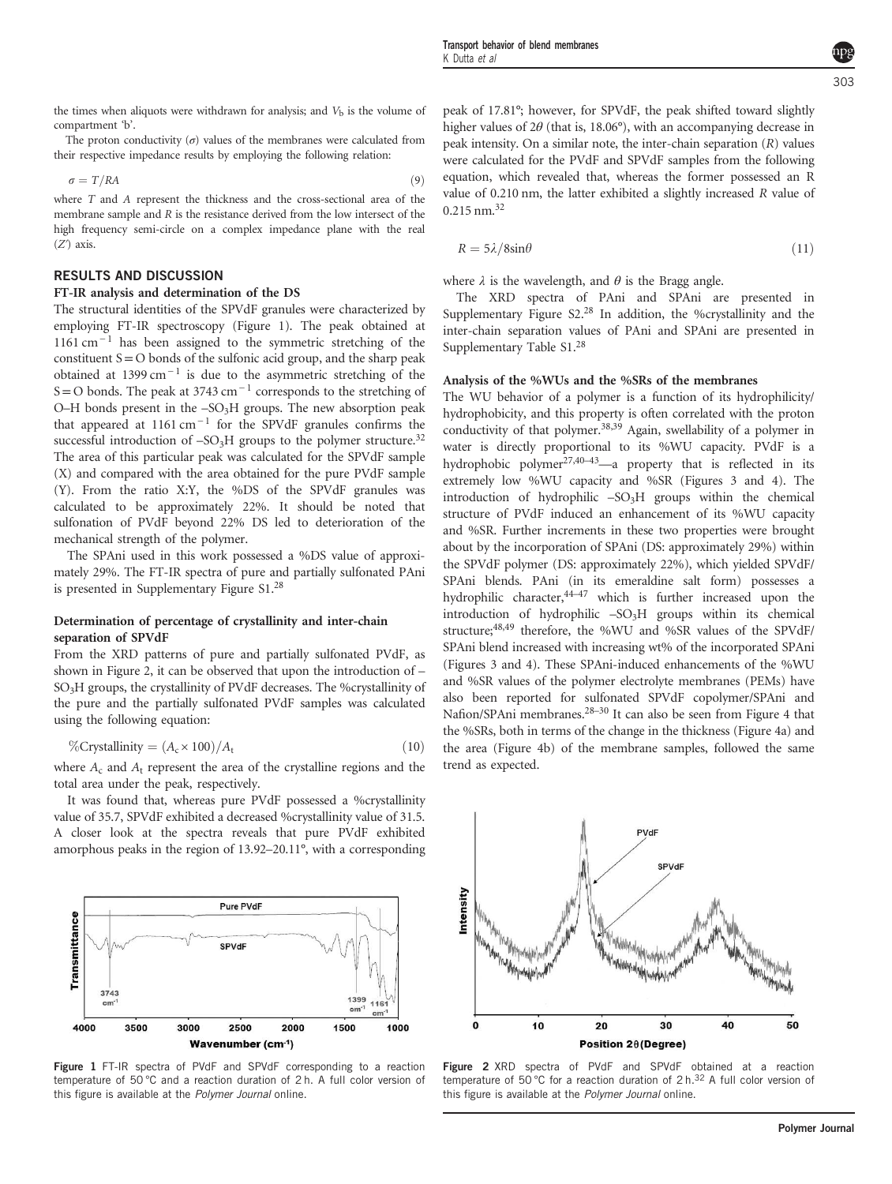the times when aliquots were withdrawn for analysis; and $V_b$ is the volume of compartment 'b'.

The proton conductivity ($\sigma$) values of the membranes were calculated from their respective impedance results by employing the following relation:

$$\sigma = T/RA \tag{9}$$

where $T$ and $A$ represent the thickness and the cross-sectional area of the membrane sample and $R$ is the resistance derived from the low intersect of the high frequency semi-circle on a complex impedance plane with the real ($Z'$) axis.

## RESULTS AND DISCUSSION

### FT-IR analysis and determination of the DS

The structural identities of the SPVdF granules were characterized by employing FT-IR spectroscopy (Figure 1). The peak obtained at $1161\,cm^{-1}$ has been assigned to the symmetric stretching of the constituent S=O bonds of the sulfonic acid group, and the sharp peak obtained at $1399\,cm^{-1}$ is due to the asymmetric stretching of the S=O bonds. The peak at $3743\,cm^{-1}$ corresponds to the stretching of O–H bonds present in the $-SO_3H$ groups. The new absorption peak that appeared at $1161\,cm^{-1}$ for the SPVdF granules confirms the successful introduction of $-SO_3H$ groups to the polymer structure.[32] The area of this particular peak was calculated for the SPVdF sample (X) and compared with the area obtained for the pure PVdF sample (Y). From the ratio X:Y, the %DS of the SPVdF granules was calculated to be approximately 22%. It should be noted that sulfonation of PVdF beyond 22% DS led to deterioration of the mechanical strength of the polymer.

The SPAni used in this work possessed a %DS value of approximately 29%. The FT-IR spectra of pure and partially sulfonated PAni is presented in Supplementary Figure S1.[28]

### Determination of percentage of crystallinity and inter-chain separation of SPVdF

From the XRD patterns of pure and partially sulfonated PVdF, as shown in Figure 2, it can be observed that upon the introduction of $-SO_3H$ groups, the crystallinity of PVdF decreases. The %crystallinity of the pure and the partially sulfonated PVdF samples was calculated using the following equation:

$$\%\text{Crystallinity} = (A_c \times 100)/A_t \tag{10}$$

where $A_c$ and $A_t$ represent the area of the crystalline regions and the total area under the peak, respectively.

It was found that, whereas pure PVdF possessed a %crystallinity value of 35.7, SPVdF exhibited a decreased %crystallinity value of 31.5. A closer look at the spectra reveals that pure PVdF exhibited amorphous peaks in the region of 13.92–20.11°, with a corresponding peak of 17.81°; however, for SPVdF, the peak shifted toward slightly higher values of $2\theta$ (that is, 18.06°), with an accompanying decrease in peak intensity. On a similar note, the inter-chain separation ($R$) values were calculated for the PVdF and SPVdF samples from the following equation, which revealed that, whereas the former possessed an R value of 0.210 nm, the latter exhibited a slightly increased $R$ value of 0.215 nm.[32]

$$R = 5\lambda/8\sin\theta \tag{11}$$

where $\lambda$ is the wavelength, and $\theta$ is the Bragg angle.

The XRD spectra of PAni and SPAni are presented in Supplementary Figure S2.[28] In addition, the %crystallinity and the inter-chain separation values of PAni and SPAni are presented in Supplementary Table S1.[28]

### Analysis of the %WUs and the %SRs of the membranes

The WU behavior of a polymer is a function of its hydrophilicity/hydrophobicity, and this property is often correlated with the proton conductivity of that polymer.[38,39] Again, swellability of a polymer in water is directly proportional to its %WU capacity. PVdF is a hydrophobic polymer[27,40–43]—a property that is reflected in its extremely low %WU capacity and %SR (Figures 3 and 4). The introduction of hydrophilic $-SO_3H$ groups within the chemical structure of PVdF induced an enhancement of its %WU capacity and %SR. Further increments in these two properties were brought about by the incorporation of SPAni (DS: approximately 29%) within the SPVdF polymer (DS: approximately 22%), which yielded SPVdF/SPAni blends. PAni (in its emeraldine salt form) possesses a hydrophilic character,[44–47] which is further increased upon the introduction of hydrophilic $-SO_3H$ groups within its chemical structure;[48,49] therefore, the %WU and %SR values of the SPVdF/SPAni blend increased with increasing wt% of the incorporated SPAni (Figures 3 and 4). These SPAni-induced enhancements of the %WU and %SR values of the polymer electrolyte membranes (PEMs) have also been reported for sulfonated SPVdF copolymer/SPAni and Nafion/SPAni membranes.[28–30] It can also be seen from Figure 4 that the %SRs, both in terms of the change in the thickness (Figure 4a) and the area (Figure 4b) of the membrane samples, followed the same trend as expected.

**Figure 1** FT-IR spectra of PVdF and SPVdF corresponding to a reaction temperature of 50 °C and a reaction duration of 2 h. A full color version of this figure is available at the *Polymer Journal* online.

**Figure 2** XRD spectra of PVdF and SPVdF obtained at a reaction temperature of 50 °C for a reaction duration of 2 h.[32] A full color version of this figure is available at the *Polymer Journal* online.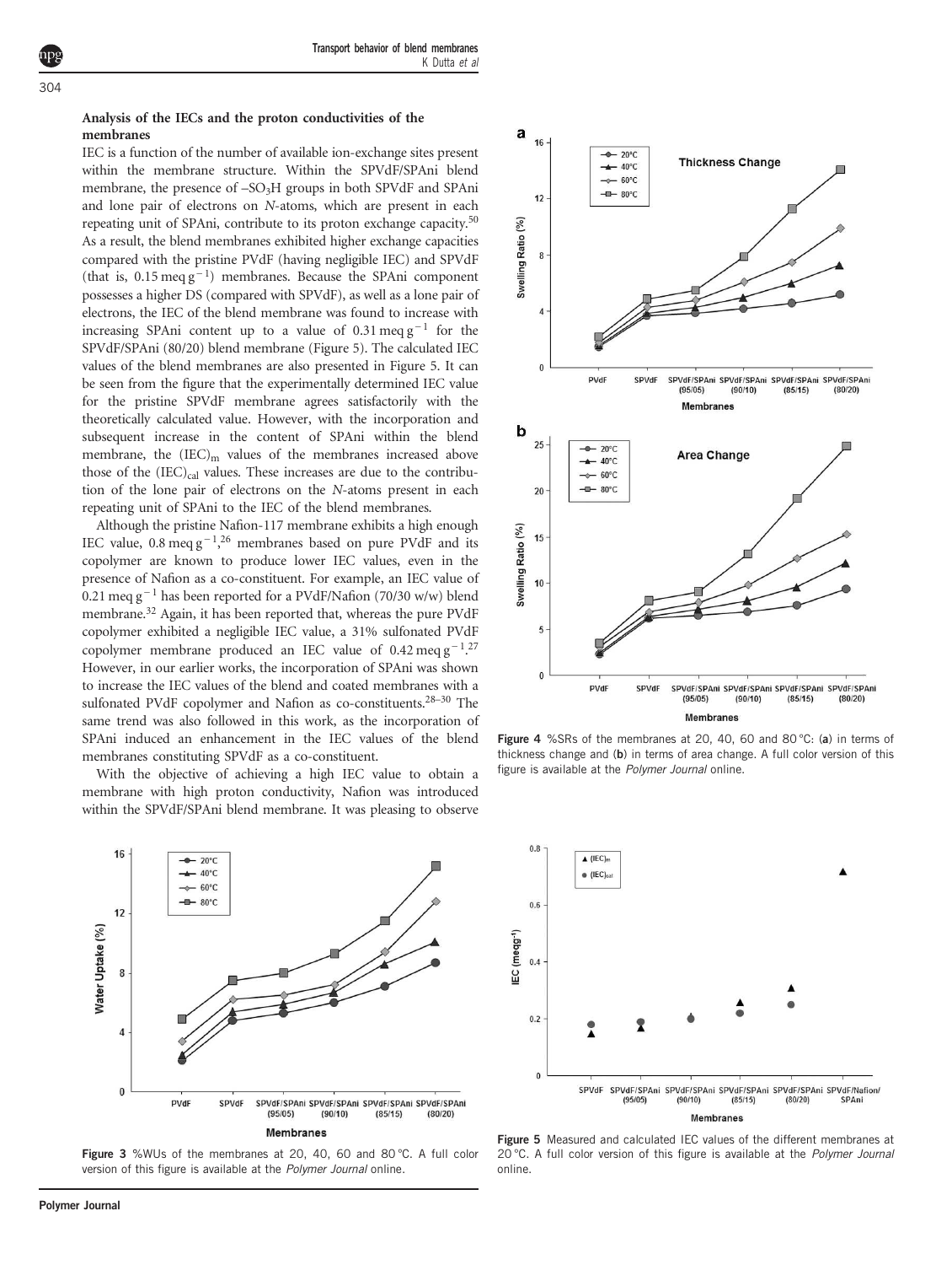### Analysis of the IECs and the proton conductivities of the membranes

IEC is a function of the number of available ion-exchange sites present within the membrane structure. Within the SPVdF/SPAni blend membrane, the presence of $–SO_3H$ groups in both SPVdF and SPAni and lone pair of electrons on *N*-atoms, which are present in each repeating unit of SPAni, contribute to its proton exchange capacity.[50] As a result, the blend membranes exhibited higher exchange capacities compared with the pristine PVdF (having negligible IEC) and SPVdF (that is, $0.15\,meq\,g^{-1}$) membranes. Because the SPAni component possesses a higher DS (compared with SPVdF), as well as a lone pair of electrons, the IEC of the blend membrane was found to increase with increasing SPAni content up to a value of $0.31\,meq\,g^{-1}$ for the SPVdF/SPAni (80/20) blend membrane (Figure 5). The calculated IEC values of the blend membranes are also presented in Figure 5. It can be seen from the figure that the experimentally determined IEC value for the pristine SPVdF membrane agrees satisfactorily with the theoretically calculated value. However, with the incorporation and subsequent increase in the content of SPAni within the blend membrane, the $(IEC)_m$ values of the membranes increased above those of the $(IEC)_{cal}$ values. These increases are due to the contribution of the lone pair of electrons on the *N*-atoms present in each repeating unit of SPAni to the IEC of the blend membranes.

Although the pristine Nafion-117 membrane exhibits a high enough IEC value, $0.8\,meq\,g^{-1}$,[26] membranes based on pure PVdF and its copolymer are known to produce lower IEC values, even in the presence of Nafion as a co-constituent. For example, an IEC value of $0.21\,meq\,g^{-1}$ has been reported for a PVdF/Nafion (70/30 w/w) blend membrane.[32] Again, it has been reported that, whereas the pure PVdF copolymer exhibited a negligible IEC value, a 31% sulfonated PVdF copolymer membrane produced an IEC value of $0.42\,meq\,g^{-1}$.[27] However, in our earlier works, the incorporation of SPAni was shown to increase the IEC values of the blend and coated membranes with a sulfonated PVdF copolymer and Nafion as co-constituents.[28–30] The same trend was also followed in this work, as the incorporation of SPAni induced an enhancement in the IEC values of the blend membranes constituting SPVdF as a co-constituent.

With the objective of achieving a high IEC value to obtain a membrane with high proton conductivity, Nafion was introduced within the SPVdF/SPAni blend membrane. It was pleasing to observe

Figure 4 %SRs of the membranes at 20, 40, 60 and 80 °C: (**a**) in terms of thickness change and (**b**) in terms of area change. A full color version of this figure is available at the *Polymer Journal* online.

Figure 3 %WUs of the membranes at 20, 40, 60 and 80 °C. A full color version of this figure is available at the *Polymer Journal* online.

Figure 5 Measured and calculated IEC values of the different membranes at 20 °C. A full color version of this figure is available at the *Polymer Journal* online.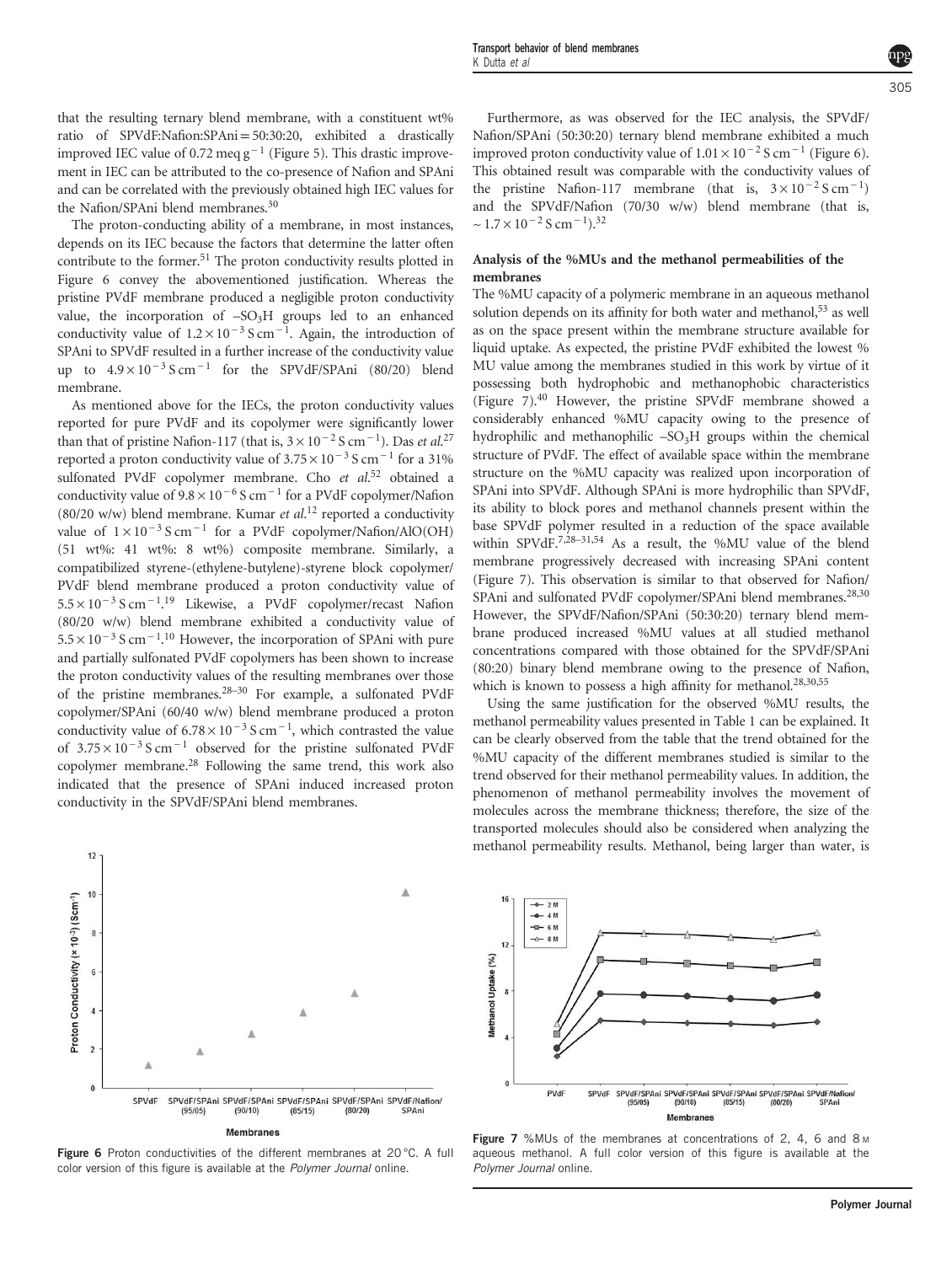that the resulting ternary blend membrane, with a constituent wt% ratio of SPVdF:Nafion:SPAni = 50:30:20, exhibited a drastically improved IEC value of 0.72 meq $g^{-1}$ (Figure 5). This drastic improvement in IEC can be attributed to the co-presence of Nafion and SPAni and can be correlated with the previously obtained high IEC values for the Nafion/SPAni blend membranes.[30]

The proton-conducting ability of a membrane, in most instances, depends on its IEC because the factors that determine the latter often contribute to the former.[51] The proton conductivity results plotted in Figure 6 convey the abovementioned justification. Whereas the pristine PVdF membrane produced a negligible proton conductivity value, the incorporation of $-SO_3H$ groups led to an enhanced conductivity value of $1.2\times10^{-3}$ S $cm^{-1}$. Again, the introduction of SPAni to SPVdF resulted in a further increase of the conductivity value up to $4.9\times10^{-3}$ S $cm^{-1}$ for the SPVdF/SPAni (80/20) blend membrane.

As mentioned above for the IECs, the proton conductivity values reported for pure PVdF and its copolymer were significantly lower than that of pristine Nafion-117 (that is, $3\times10^{-2}$ S $cm^{-1}$). Das *et al.*[27] reported a proton conductivity value of $3.75\times10^{-3}$ S $cm^{-1}$ for a 31% sulfonated PVdF copolymer membrane. Cho *et al.*[52] obtained a conductivity value of $9.8\times10^{-6}$ S $cm^{-1}$ for a PVdF copolymer/Nafion (80/20 w/w) blend membrane. Kumar *et al.*[12] reported a conductivity value of $1\times10^{-3}$ S $cm^{-1}$ for a PVdF copolymer/Nafion/AlO(OH) (51 wt%: 41 wt%: 8 wt%) composite membrane. Similarly, a compatibilized styrene-(ethylene-butylene)-styrene block copolymer/PVdF blend membrane produced a proton conductivity value of $5.5\times10^{-3}$ S $cm^{-1}$.[19] Likewise, a PVdF copolymer/recast Nafion (80/20 w/w) blend membrane exhibited a conductivity value of $5.5\times10^{-3}$ S $cm^{-1}$.[10] However, the incorporation of SPAni with pure and partially sulfonated PVdF copolymers has been shown to increase the proton conductivity values of the resulting membranes over those of the pristine membranes.[28–30] For example, a sulfonated PVdF copolymer/SPAni (60/40 w/w) blend membrane produced a proton conductivity value of $6.78\times10^{-3}$ S $cm^{-1}$, which contrasted the value of $3.75\times10^{-3}$ S $cm^{-1}$ observed for the pristine sulfonated PVdF copolymer membrane.[28] Following the same trend, this work also indicated that the presence of SPAni induced increased proton conductivity in the SPVdF/SPAni blend membranes.

Figure 6 Proton conductivities of the different membranes at 20 °C. A full color version of this figure is available at the *Polymer Journal* online.

Furthermore, as was observed for the IEC analysis, the SPVdF/Nafion/SPAni (50:30:20) ternary blend membrane exhibited a much improved proton conductivity value of $1.01\times10^{-2}$ S $cm^{-1}$ (Figure 6). This obtained result was comparable with the conductivity values of the pristine Nafion-117 membrane (that is, $3\times10^{-2}$ S $cm^{-1}$) and the SPVdF/Nafion (70/30 w/w) blend membrane (that is, $\sim1.7\times10^{-2}$ S $cm^{-1}$).[32]

### Analysis of the %MUs and the methanol permeabilities of the membranes

The %MU capacity of a polymeric membrane in an aqueous methanol solution depends on its affinity for both water and methanol,[53] as well as on the space present within the membrane structure available for liquid uptake. As expected, the pristine PVdF exhibited the lowest %MU value among the membranes studied in this work by virtue of it possessing both hydrophobic and methanophobic characteristics (Figure 7).[40] However, the pristine SPVdF membrane showed a considerably enhanced %MU capacity owing to the presence of hydrophilic and methanophilic $-SO_3H$ groups within the chemical structure of PVdF. The effect of available space within the membrane structure on the %MU capacity was realized upon incorporation of SPAni into SPVdF. Although SPAni is more hydrophilic than SPVdF, its ability to block pores and methanol channels present within the base SPVdF polymer resulted in a reduction of the space available within SPVdF.[7,28–31,54] As a result, the %MU value of the blend membrane progressively decreased with increasing SPAni content (Figure 7). This observation is similar to that observed for Nafion/SPAni and sulfonated PVdF copolymer/SPAni blend membranes.[28,30] However, the SPVdF/Nafion/SPAni (50:30:20) ternary blend membrane produced increased %MU values at all studied methanol concentrations compared with those obtained for the SPVdF/SPAni (80:20) binary blend membrane owing to the presence of Nafion, which is known to possess a high affinity for methanol.[28,30,55]

Using the same justification for the observed %MU results, the methanol permeability values presented in Table 1 can be explained. It can be clearly observed from the table that the trend obtained for the %MU capacity of the different membranes studied is similar to the trend observed for their methanol permeability values. In addition, the phenomenon of methanol permeability involves the movement of molecules across the membrane thickness; therefore, the size of the transported molecules should also be considered when analyzing the methanol permeability results. Methanol, being larger than water, is

Figure 7 %MUs of the membranes at concentrations of 2, 4, 6 and 8 M aqueous methanol. A full color version of this figure is available at the *Polymer Journal* online.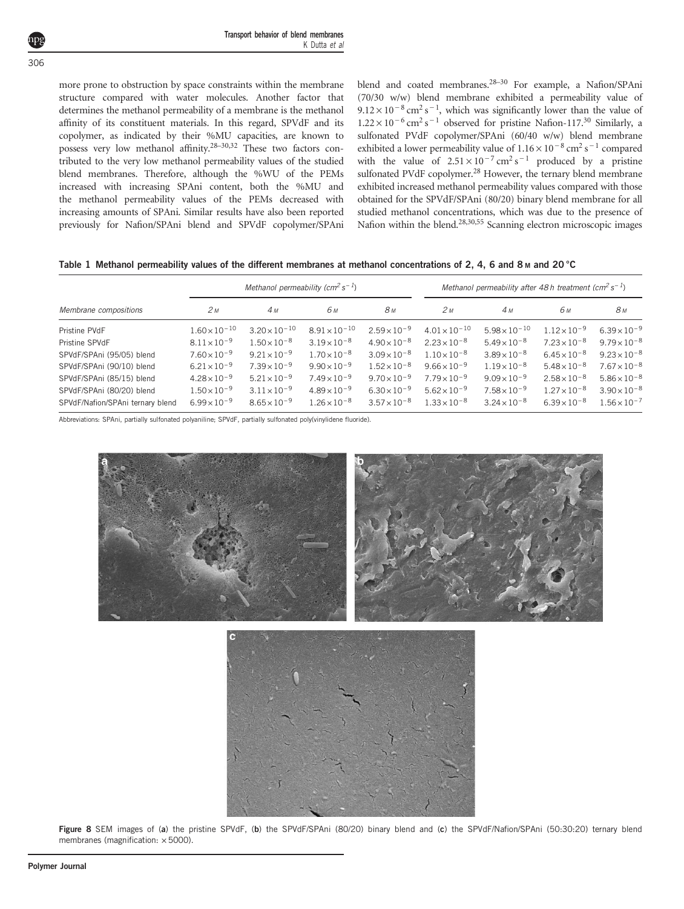more prone to obstruction by space constraints within the membrane structure compared with water molecules. Another factor that determines the methanol permeability of a membrane is the methanol affinity of its constituent materials. In this regard, SPVdF and its copolymer, as indicated by their %MU capacities, are known to possess very low methanol affinity.[28–30,32] These two factors contributed to the very low methanol permeability values of the studied blend membranes. Therefore, although the %WU of the PEMs increased with increasing SPAni content, both the %MU and the methanol permeability values of the PEMs decreased with increasing amounts of SPAni. Similar results have also been reported previously for Nafion/SPAni blend and SPVdF copolymer/SPAni blend and coated membranes.[28–30] For example, a Nafion/SPAni (70/30 w/w) blend membrane exhibited a permeability value of $9.12\times10^{-8}\,cm^2\,s^{-1}$, which was significantly lower than the value of $1.22\times10^{-6}\,cm^2\,s^{-1}$ observed for pristine Nafion-117.[30] Similarly, a sulfonated PVdF copolymer/SPAni (60/40 w/w) blend membrane exhibited a lower permeability value of $1.16\times10^{-8}\,cm^2\,s^{-1}$ compared with the value of $2.51\times10^{-7}\,cm^2\,s^{-1}$ produced by a pristine sulfonated PVdF copolymer.[28] However, the ternary blend membrane exhibited increased methanol permeability values compared with those obtained for the SPVdF/SPAni (80/20) binary blend membrane for all studied methanol concentrations, which was due to the presence of Nafion within the blend.[28,30,55] Scanning electron microscopic images

**Table 1 Methanol permeability values of the different membranes at methanol concentrations of 2, 4, 6 and 8 M and 20 °C**

| Membrane compositions | Methanol permeability ($cm^2\,s^{-1}$) | | | | Methanol permeability after 48 h treatment ($cm^2\,s^{-1}$) | | | |
|---|---|---|---|---|---|---|---|---|
| | 2 M | 4 M | 6 M | 8 M | 2 M | 4 M | 6 M | 8 M |
| Pristine PVdF | $1.60\times10^{-10}$ | $3.20\times10^{-10}$ | $8.91\times10^{-10}$ | $2.59\times10^{-9}$ | $4.01\times10^{-10}$ | $5.98\times10^{-10}$ | $1.12\times10^{-9}$ | $6.39\times10^{-9}$ |
| Pristine SPVdF | $8.11\times10^{-9}$ | $1.50\times10^{-8}$ | $3.19\times10^{-8}$ | $4.90\times10^{-8}$ | $2.23\times10^{-8}$ | $5.49\times10^{-8}$ | $7.23\times10^{-8}$ | $9.79\times10^{-8}$ |
| SPVdF/SPAni (95/05) blend | $7.60\times10^{-9}$ | $9.21\times10^{-9}$ | $1.70\times10^{-8}$ | $3.09\times10^{-8}$ | $1.10\times10^{-8}$ | $3.89\times10^{-8}$ | $6.45\times10^{-8}$ | $9.23\times10^{-8}$ |
| SPVdF/SPAni (90/10) blend | $6.21\times10^{-9}$ | $7.39\times10^{-9}$ | $9.90\times10^{-9}$ | $1.52\times10^{-8}$ | $9.66\times10^{-9}$ | $1.19\times10^{-8}$ | $5.48\times10^{-8}$ | $7.67\times10^{-8}$ |
| SPVdF/SPAni (85/15) blend | $4.28\times10^{-9}$ | $5.21\times10^{-9}$ | $7.49\times10^{-9}$ | $9.70\times10^{-9}$ | $7.79\times10^{-9}$ | $9.09\times10^{-9}$ | $2.58\times10^{-8}$ | $5.86\times10^{-8}$ |
| SPVdF/SPAni (80/20) blend | $1.50\times10^{-9}$ | $3.11\times10^{-9}$ | $4.89\times10^{-9}$ | $6.30\times10^{-9}$ | $5.62\times10^{-9}$ | $7.58\times10^{-9}$ | $1.27\times10^{-8}$ | $3.90\times10^{-8}$ |
| SPVdF/Nafion/SPAni ternary blend | $6.99\times10^{-9}$ | $8.65\times10^{-9}$ | $1.26\times10^{-8}$ | $3.57\times10^{-8}$ | $1.33\times10^{-8}$ | $3.24\times10^{-8}$ | $6.39\times10^{-8}$ | $1.56\times10^{-7}$ |

Abbreviations: SPAni, partially sulfonated polyaniline; SPVdF, partially sulfonated poly(vinylidene fluoride).

**Figure 8** SEM images of (**a**) the pristine SPVdF, (**b**) the SPVdF/SPAni (80/20) binary blend and (**c**) the SPVdF/Nafion/SPAni (50:30:20) ternary blend membranes (magnification: ×5000).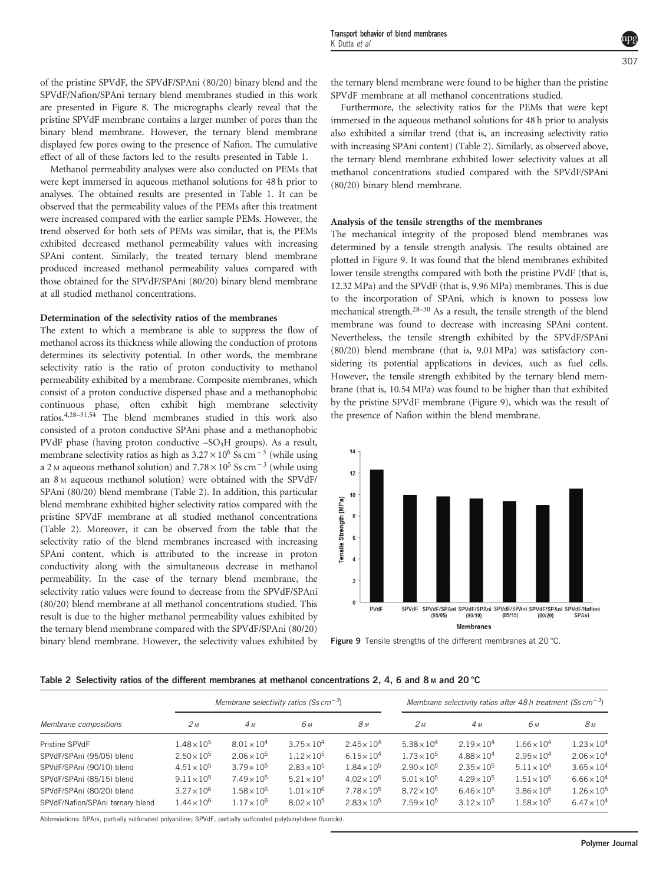of the pristine SPVdF, the SPVdF/SPAni (80/20) binary blend and the SPVdF/Nafion/SPAni ternary blend membranes studied in this work are presented in Figure 8. The micrographs clearly reveal that the pristine SPVdF membrane contains a larger number of pores than the binary blend membrane. However, the ternary blend membrane displayed few pores owing to the presence of Nafion. The cumulative effect of all of these factors led to the results presented in Table 1.

Methanol permeability analyses were also conducted on PEMs that were kept immersed in aqueous methanol solutions for 48 h prior to analyses. The obtained results are presented in Table 1. It can be observed that the permeability values of the PEMs after this treatment were increased compared with the earlier sample PEMs. However, the trend observed for both sets of PEMs was similar, that is, the PEMs exhibited decreased methanol permeability values with increasing SPAni content. Similarly, the treated ternary blend membrane produced increased methanol permeability values compared with those obtained for the SPVdF/SPAni (80/20) binary blend membrane at all studied methanol concentrations.

### Determination of the selectivity ratios of the membranes

The extent to which a membrane is able to suppress the flow of methanol across its thickness while allowing the conduction of protons determines its selectivity potential. In other words, the membrane selectivity ratio is the ratio of proton conductivity to methanol permeability exhibited by a membrane. Composite membranes, which consist of a proton conductive dispersed phase and a methanophobic continuous phase, often exhibit high membrane selectivity ratios.[4,28–31,54] The blend membranes studied in this work also consisted of a proton conductive SPAni phase and a methanophobic PVdF phase (having proton conductive $-SO_3H$ groups). As a result, membrane selectivity ratios as high as $3.27\times10^6$ Ss cm$^{-3}$ (while using a 2 M aqueous methanol solution) and $7.78\times10^5$ Ss cm$^{-3}$ (while using an 8 M aqueous methanol solution) were obtained with the SPVdF/SPAni (80/20) blend membrane (Table 2). In addition, this particular blend membrane exhibited higher selectivity ratios compared with the pristine SPVdF membrane at all studied methanol concentrations (Table 2). Moreover, it can be observed from the table that the selectivity ratio of the blend membranes increased with increasing SPAni content, which is attributed to the increase in proton conductivity along with the simultaneous decrease in methanol permeability. In the case of the ternary blend membrane, the selectivity ratio values were found to decrease from the SPVdF/SPAni (80/20) blend membrane at all methanol concentrations studied. This result is due to the higher methanol permeability values exhibited by the ternary blend membrane compared with the SPVdF/SPAni (80/20) binary blend membrane. However, the selectivity values exhibited by the ternary blend membrane were found to be higher than the pristine SPVdF membrane at all methanol concentrations studied.

Furthermore, the selectivity ratios for the PEMs that were kept immersed in the aqueous methanol solutions for 48 h prior to analysis also exhibited a similar trend (that is, an increasing selectivity ratio with increasing SPAni content) (Table 2). Similarly, as observed above, the ternary blend membrane exhibited lower selectivity values at all methanol concentrations studied compared with the SPVdF/SPAni (80/20) binary blend membrane.

### Analysis of the tensile strengths of the membranes

The mechanical integrity of the proposed blend membranes was determined by a tensile strength analysis. The results obtained are plotted in Figure 9. It was found that the blend membranes exhibited lower tensile strengths compared with both the pristine PVdF (that is, 12.32 MPa) and the SPVdF (that is, 9.96 MPa) membranes. This is due to the incorporation of SPAni, which is known to possess low mechanical strength.[28–30] As a result, the tensile strength of the blend membrane was found to decrease with increasing SPAni content. Nevertheless, the tensile strength exhibited by the SPVdF/SPAni (80/20) blend membrane (that is, 9.01 MPa) was satisfactory considering its potential applications in devices, such as fuel cells. However, the tensile strength exhibited by the ternary blend membrane (that is, 10.54 MPa) was found to be higher than that exhibited by the pristine SPVdF membrane (Figure 9), which was the result of the presence of Nafion within the blend membrane.

**Figure 9** Tensile strengths of the different membranes at 20 °C.

**Table 2 Selectivity ratios of the different membranes at methanol concentrations 2, 4, 6 and 8 M and 20 °C**

| Membrane compositions | Membrane selectivity ratios (Ss cm$^{-3}$) | | | | Membrane selectivity ratios after 48 h treatment (Ss cm$^{-3}$) | | | |
|---|---|---|---|---|---|---|---|---|
| | 2 M | 4 M | 6 M | 8 M | 2 M | 4 M | 6 M | 8 M |
| Pristine SPVdF | $1.48\times10^5$ | $8.01\times10^4$ | $3.75\times10^4$ | $2.45\times10^4$ | $5.38\times10^4$ | $2.19\times10^4$ | $1.66\times10^4$ | $1.23\times10^4$ |
| SPVdF/SPAni (95/05) blend | $2.50\times10^5$ | $2.06\times10^5$ | $1.12\times10^5$ | $6.15\times10^4$ | $1.73\times10^5$ | $4.88\times10^4$ | $2.95\times10^4$ | $2.06\times10^4$ |
| SPVdF/SPAni (90/10) blend | $4.51\times10^5$ | $3.79\times10^5$ | $2.83\times10^5$ | $1.84\times10^5$ | $2.90\times10^5$ | $2.35\times10^5$ | $5.11\times10^4$ | $3.65\times10^4$ |
| SPVdF/SPAni (85/15) blend | $9.11\times10^5$ | $7.49\times10^5$ | $5.21\times10^5$ | $4.02\times10^5$ | $5.01\times10^5$ | $4.29\times10^5$ | $1.51\times10^5$ | $6.66\times10^4$ |
| SPVdF/SPAni (80/20) blend | $3.27\times10^6$ | $1.58\times10^6$ | $1.01\times10^6$ | $7.78\times10^5$ | $8.72\times10^5$ | $6.46\times10^5$ | $3.86\times10^5$ | $1.26\times10^5$ |
| SPVdF/Nafion/SPAni ternary blend | $1.44\times10^6$ | $1.17\times10^6$ | $8.02\times10^5$ | $2.83\times10^5$ | $7.59\times10^5$ | $3.12\times10^5$ | $1.58\times10^5$ | $6.47\times10^4$ |

Abbreviations: SPAni, partially sulfonated polyaniline; SPVdF, partially sulfonated poly(vinylidene fluoride).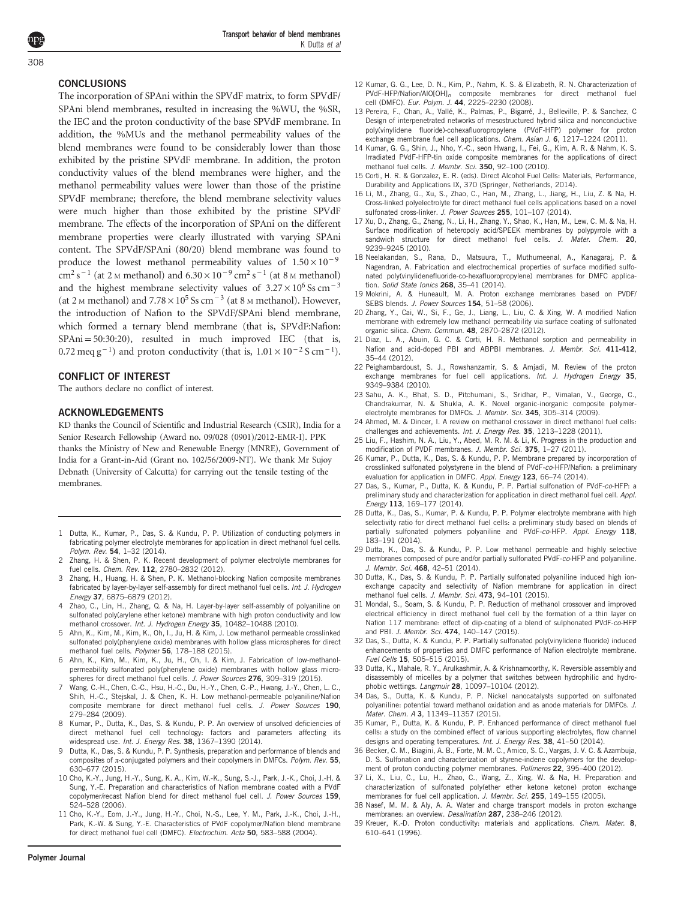## CONCLUSIONS

The incorporation of SPAni within the SPVdF matrix, to form SPVdF/SPAni blend membranes, resulted in increasing the %WU, the %SR, the IEC and the proton conductivity of the base SPVdF membrane. In addition, the %MUs and the methanol permeability values of the blend membranes were found to be considerably lower than those exhibited by the pristine SPVdF membrane. In addition, the proton conductivity values of the blend membranes were higher, and the methanol permeability values were lower than those of the pristine SPVdF membrane; therefore, the blend membrane selectivity values were much higher than those exhibited by the pristine SPVdF membrane. The effects of the incorporation of SPAni on the different membrane properties were clearly illustrated with varying SPAni content. The SPVdF/SPAni (80/20) blend membrane was found to produce the lowest methanol permeability values of $1.50 \times 10^{-9}$ $cm^2 s^{-1}$ (at 2 M methanol) and $6.30 \times 10^{-9}$ $cm^2 s^{-1}$ (at 8 M methanol) and the highest membrane selectivity values of $3.27 \times 10^6$ Ss $cm^{-3}$ (at 2 M methanol) and $7.78 \times 10^5$ Ss $cm^{-3}$ (at 8 M methanol). However, the introduction of Nafion to the SPVdF/SPAni blend membrane, which formed a ternary blend membrane (that is, SPVdF:Nafion: SPAni = 50:30:20), resulted in much improved IEC (that is, 0.72 meq $g^{-1}$) and proton conductivity (that is, $1.01 \times 10^{-2}$ S $cm^{-1}$).

## CONFLICT OF INTEREST

The authors declare no conflict of interest.

## ACKNOWLEDGEMENTS

KD thanks the Council of Scientific and Industrial Research (CSIR), India for a Senior Research Fellowship (Award no. 09/028 (0901)/2012-EMR-I). PPK thanks the Ministry of New and Renewable Energy (MNRE), Government of India for a Grant-in-Aid (Grant no. 102/56/2009-NT). We thank Mr Sujoy Debnath (University of Calcutta) for carrying out the tensile testing of the membranes.

---

1 Dutta, K., Kumar, P., Das, S. & Kundu, P. P. Utilization of conducting polymers in fabricating polymer electrolyte membranes for application in direct methanol fuel cells. *Polym. Rev.* **54**, 1–32 (2014).

2 Zhang, H. & Shen, P. K. Recent development of polymer electrolyte membranes for fuel cells. *Chem. Rev.* **112**, 2780–2832 (2012).

3 Zhang, H., Huang, H. & Shen, P. K. Methanol-blocking Nafion composite membranes fabricated by layer-by-layer self-assembly for direct methanol fuel cells. *Int. J. Hydrogen Energy* **37**, 6875–6879 (2012).

4 Zhao, C., Lin, H., Zhang, Q. & Na, H. Layer-by-layer self-assembly of polyaniline on sulfonated poly(arylene ether ketone) membrane with high proton conductivity and low methanol crossover. *Int. J. Hydrogen Energy* **35**, 10482–10488 (2010).

5 Ahn, K., Kim, M., Kim, K., Oh, I., Ju, H. & Kim, J. Low methanol permeable crosslinked sulfonated poly(phenylene oxide) membranes with hollow glass microspheres for direct methanol fuel cells. *Polymer* **56**, 178–188 (2015).

6 Ahn, K., Kim, M., Kim, K., Ju, H., Oh, I. & Kim, J. Fabrication of low-methanol-permeability sulfonated poly(phenylene oxide) membranes with hollow glass microspheres for direct methanol fuel cells. *J. Power Sources* **276**, 309–319 (2015).

7 Wang, C.-H., Chen, C.-C., Hsu, H.-C., Du, H.-Y., Chen, C.-P., Hwang, J.-Y., Chen, L. C., Shih, H.-C., Stejskal, J. & Chen, K. H. Low methanol-permeable polyaniline/Nafion composite membrane for direct methanol fuel cells. *J. Power Sources* **190**, 279–284 (2009).

8 Kumar, P., Dutta, K., Das, S. & Kundu, P. P. An overview of unsolved deficiencies of direct methanol fuel cell technology: factors and parameters affecting its widespread use. *Int. J. Energy Res.* **38**, 1367–1390 (2014).

9 Dutta, K., Das, S. & Kundu, P. P. Synthesis, preparation and performance of blends and composites of π-conjugated polymers and their copolymers in DMFCs. *Polym. Rev.* **55**, 630–677 (2015).

10 Cho, K.-Y., Jung, H.-Y., Sung, K. A., Kim, W.-K., Sung, S.-J., Park, J.-K., Choi, J.-H. & Sung, Y.-E. Preparation and characteristics of Nafion membrane coated with a PVdF copolymer/recast Nafion blend for direct methanol fuel cell. *J. Power Sources* **159**, 524–528 (2006).

11 Cho, K.-Y., Eom, J.-Y., Jung, H.-Y., Choi, N.-S., Lee, Y. M., Park, J.-K., Choi, J.-H., Park, K.-W. & Sung, Y.-E. Characteristics of PVdF copolymer/Nafion blend membrane for direct methanol fuel cell (DMFC). *Electrochim. Acta* **50**, 583–588 (2004).

12 Kumar, G. G., Lee, D. N., Kim, P., Nahm, K. S. & Elizabeth, R. N. Characterization of PVdF-HFP/Nafion/AlO[OH]$_n$ composite membranes for direct methanol fuel cell (DMFC). *Eur. Polym. J.* **44**, 2225–2230 (2008).

13 Pereira, F., Chan, A., Vallé, K., Palmas, P., Bigarré, J., Belleville, P. & Sanchez, C Design of interpenetrated networks of mesostructured hybrid silica and nonconductive poly(vinylidene fluoride)-cohexafluoropropylene (PVdF-HFP) polymer for proton exchange membrane fuel cell applications. *Chem. Asian J.* **6**, 1217–1224 (2011).

14 Kumar, G. G., Shin, J., Nho, Y.-C., seon Hwang, I., Fei, G., Kim, A. R. & Nahm, K. S. Irradiated PVdF-HFP-tin oxide composite membranes for the applications of direct methanol fuel cells. *J. Membr. Sci.* **350**, 92–100 (2010).

15 Corti, H. R. & Gonzalez, E. R. (eds). Direct Alcohol Fuel Cells: Materials, Performance, Durability and Applications IX, 370 (Springer, Netherlands, 2014).

16 Li, M., Zhang, G., Xu, S., Zhao, C., Han, M., Zhang, L., Jiang, H., Liu, Z. & Na, H. Cross-linked polyelectrolyte for direct methanol fuel cells applications based on a novel sulfonated cross-linker. *J. Power Sources* **255**, 101–107 (2014).

17 Xu, D., Zhang, G., Zhang, N., Li, H., Zhang, Y., Shao, K., Han, M., Lew, C. M. & Na, H. Surface modification of heteropoly acid/SPEEK membranes by polypyrrole with a sandwich structure for direct methanol fuel cells. *J. Mater. Chem.* **20**, 9239–9245 (2010).

18 Neelakandan, S., Rana, D., Matsuura, T., Muthumeenal, A., Kanagaraj, P. & Nagendran, A. Fabrication and electrochemical properties of surface modified sulfonated poly(vinylidenefluoride-co-hexafluoropropylene) membranes for DMFC application. *Solid State Ionics* **268**, 35–41 (2014).

19 Mokrini, A. & Huneault, M. A. Proton exchange membranes based on PVDF/SEBS blends. *J. Power Sources* **154**, 51–58 (2006).

20 Zhang, Y., Cai, W., Si, F., Ge, J., Liang, L., Liu, C. & Xing, W. A modified Nafion membrane with extremely low methanol permeability via surface coating of sulfonated organic silica. *Chem. Commun.* **48**, 2870–2872 (2012).

21 Diaz, L. A., Abuin, G. C. & Corti, H. R. Methanol sorption and permeability in Nafion and acid-doped PBI and ABPBI membranes. *J. Membr. Sci.* **411-412**, 35–44 (2012).

22 Peighambardoust, S. J., Rowshanzamir, S. & Amjadi, M. Review of the proton exchange membranes for fuel cell applications. *Int. J. Hydrogen Energy* **35**, 9349–9384 (2010).

23 Sahu, A. K., Bhat, S. D., Pitchumani, S., Sridhar, P., Vimalan, V., George, C., Chandrakumar, N. & Shukla, A. K. Novel organic-inorganic composite polymer-electrolyte membranes for DMFCs. *J. Membr. Sci.* **345**, 305–314 (2009).

24 Ahmed, M. & Dincer, I. A review on methanol crossover in direct methanol fuel cells: challenges and achievements. *Int. J. Energy Res.* **35**, 1213–1228 (2011).

25 Liu, F., Hashim, N. A., Liu, Y., Abed, M. R. M. & Li, K. Progress in the production and modification of PVDF membranes. *J. Membr. Sci.* **375**, 1–27 (2011).

26 Kumar, P., Dutta, K., Das, S. & Kundu, P. P. Membrane prepared by incorporation of crosslinked sulfonated polystyrene in the blend of PVdF-*co*-HFP/Nafion: a preliminary evaluation for application in DMFC. *Appl. Energy* **123**, 66–74 (2014).

27 Das, S., Kumar, P., Dutta, K. & Kundu, P. P. Partial sulfonation of PVdF-*co*-HFP: a preliminary study and characterization for application in direct methanol fuel cell. *Appl. Energy* **113**, 169–177 (2014).

28 Dutta, K., Das, S., Kumar, P. & Kundu, P. P. Polymer electrolyte membrane with high selectivity ratio for direct methanol fuel cells: a preliminary study based on blends of partially sulfonated polymers polyaniline and PVdF-*co*-HFP. *Appl. Energy* **118**, 183–191 (2014).

29 Dutta, K., Das, S. & Kundu, P. P. Low methanol permeable and highly selective membranes composed of pure and/or partially sulfonated PVdF-*co*-HFP and polyaniline. *J. Membr. Sci.* **468**, 42–51 (2014).

30 Dutta, K., Das, S. & Kundu, P. P. Partially sulfonated polyaniline induced high ion-exchange capacity and selectivity of Nafion membrane for application in direct methanol fuel cells. *J. Membr. Sci.* **473**, 94–101 (2015).

31 Mondal, S., Soam, S. & Kundu, P. P. Reduction of methanol crossover and improved electrical efficiency in direct methanol fuel cell by the formation of a thin layer on Nafion 117 membrane: effect of dip-coating of a blend of sulphonated PVdF-*co*-HFP and PBI. *J. Membr. Sci.* **474**, 140–147 (2015).

32 Das, S., Dutta, K. & Kundu, P. P. Partially sulfonated poly(vinylidene fluoride) induced enhancements of properties and DMFC performance of Nafion electrolyte membrane. *Fuel Cells* **15**, 505–515 (2015).

33 Dutta, K., Mahale, R. Y., Arulkashmir, A. & Krishnamoorthy, K. Reversible assembly and disassembly of micelles by a polymer that switches between hydrophilic and hydrophobic wettings. *Langmuir* **28**, 10097–10104 (2012).

34 Das, S., Dutta, K. & Kundu, P. P. Nickel nanocatalysts supported on sulfonated polyaniline: potential toward methanol oxidation and as anode materials for DMFCs. *J. Mater. Chem. A* **3**, 11349–11357 (2015).

35 Kumar, P., Dutta, K. & Kundu, P. P. Enhanced performance of direct methanol fuel cells: a study on the combined effect of various supporting electrolytes, flow channel designs and operating temperatures. *Int. J. Energy Res.* **38**, 41–50 (2014).

36 Becker, C. M., Biagini, A. B., Forte, M. M. C., Amico, S. C., Vargas, J. V. C. & Azambuja, D. S. Sulfonation and characterization of styrene-indene copolymers for the development of proton conducting polymer membranes. *Polímeros* **22**, 395–400 (2012).

37 Li, X., Liu, C., Lu, H., Zhao, C., Wang, Z., Xing, W. & Na, H. Preparation and characterization of sulfonated poly(ether ether ketone) proton exchange membranes for fuel cell application. *J. Membr. Sci.* **255**, 149–155 (2005).

38 Nasef, M. M. & Aly, A. A. Water and charge transport models in proton exchange membranes: an overview. *Desalination* **287**, 238–246 (2012).

39 Kreuer, K.-D. Proton conductivity: materials and applications. *Chem. Mater.* **8**, 610–641 (1996).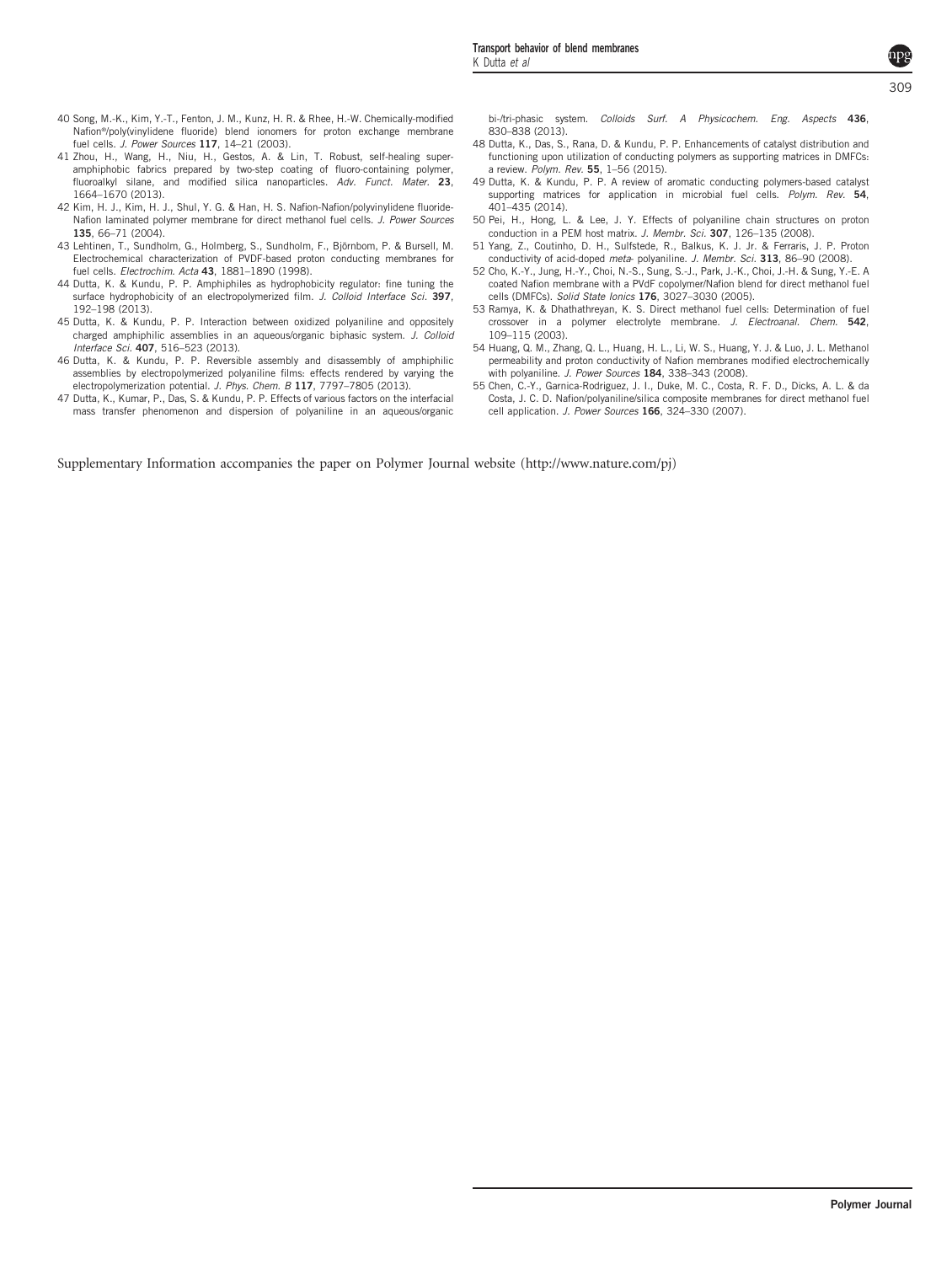40 Song, M.-K., Kim, Y.-T., Fenton, J. M., Kunz, H. R. & Rhee, H.-W. Chemically-modified Nafion®/poly(vinylidene fluoride) blend ionomers for proton exchange membrane fuel cells. *J. Power Sources* **117**, 14–21 (2003).

41 Zhou, H., Wang, H., Niu, H., Gestos, A. & Lin, T. Robust, self-healing superamphiphobic fabrics prepared by two-step coating of fluoro-containing polymer, fluoroalkyl silane, and modified silica nanoparticles. *Adv. Funct. Mater.* **23**, 1664–1670 (2013).

42 Kim, H. J., Kim, H. J., Shul, Y. G. & Han, H. S. Nafion-Nafion/polyvinylidene fluoride-Nafion laminated polymer membrane for direct methanol fuel cells. *J. Power Sources* **135**, 66–71 (2004).

43 Lehtinen, T., Sundholm, G., Holmberg, S., Sundholm, F., Björnbom, P. & Bursell, M. Electrochemical characterization of PVDF-based proton conducting membranes for fuel cells. *Electrochim. Acta* **43**, 1881–1890 (1998).

44 Dutta, K. & Kundu, P. P. Amphiphiles as hydrophobicity regulator: fine tuning the surface hydrophobicity of an electropolymerized film. *J. Colloid Interface Sci.* **397**, 192–198 (2013).

45 Dutta, K. & Kundu, P. P. Interaction between oxidized polyaniline and oppositely charged amphiphilic assemblies in an aqueous/organic biphasic system. *J. Colloid Interface Sci.* **407**, 516–523 (2013).

46 Dutta, K. & Kundu, P. P. Reversible assembly and disassembly of amphiphilic assemblies by electropolymerized polyaniline films: effects rendered by varying the electropolymerization potential. *J. Phys. Chem. B* **117**, 7797–7805 (2013).

47 Dutta, K., Kumar, P., Das, S. & Kundu, P. P. Effects of various factors on the interfacial mass transfer phenomenon and dispersion of polyaniline in an aqueous/organic bi-/tri-phasic system. *Colloids Surf. A Physicochem. Eng. Aspects* **436**, 830–838 (2013).

48 Dutta, K., Das, S., Rana, D. & Kundu, P. P. Enhancements of catalyst distribution and functioning upon utilization of conducting polymers as supporting matrices in DMFCs: a review. *Polym. Rev.* **55**, 1–56 (2015).

49 Dutta, K. & Kundu, P. P. A review of aromatic conducting polymers-based catalyst supporting matrices for application in microbial fuel cells. *Polym. Rev.* **54**, 401–435 (2014).

50 Pei, H., Hong, L. & Lee, J. Y. Effects of polyaniline chain structures on proton conduction in a PEM host matrix. *J. Membr. Sci.* **307**, 126–135 (2008).

51 Yang, Z., Coutinho, D. H., Sulfstede, R., Balkus, K. J. Jr. & Ferraris, J. P. Proton conductivity of acid-doped *meta-* polyaniline. *J. Membr. Sci.* **313**, 86–90 (2008).

52 Cho, K.-Y., Jung, H.-Y., Choi, N.-S., Sung, S.-J., Park, J.-K., Choi, J.-H. & Sung, Y.-E. A coated Nafion membrane with a PVdF copolymer/Nafion blend for direct methanol fuel cells (DMFCs). *Solid State Ionics* **176**, 3027–3030 (2005).

53 Ramya, K. & Dhathathreyan, K. S. Direct methanol fuel cells: Determination of fuel crossover in a polymer electrolyte membrane. *J. Electroanal. Chem.* **542**, 109–115 (2003).

54 Huang, Q. M., Zhang, Q. L., Huang, H. L., Li, W. S., Huang, Y. J. & Luo, J. L. Methanol permeability and proton conductivity of Nafion membranes modified electrochemically with polyaniline. *J. Power Sources* **184**, 338–343 (2008).

55 Chen, C.-Y., Garnica-Rodriguez, J. I., Duke, M. C., Costa, R. F. D., Dicks, A. L. & da Costa, J. C. D. Nafion/polyaniline/silica composite membranes for direct methanol fuel cell application. *J. Power Sources* **166**, 324–330 (2007).

Supplementary Information accompanies the paper on Polymer Journal website (http://www.nature.com/pj)